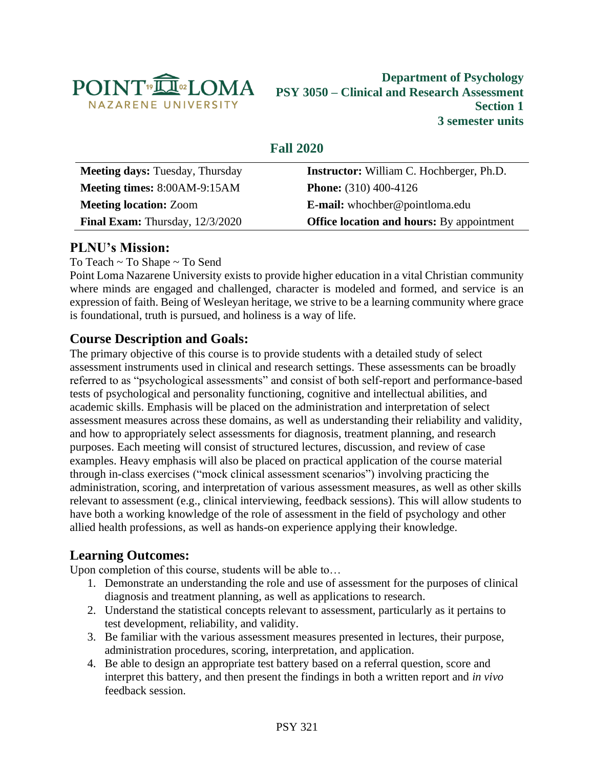**Point Loma Nazarene University**

**Department of Psychology**
**PSY 3050 – Clinical and Research Assessment**
**Section 1**
**3 semester units**

## Fall 2020

| | |
|---|---|
| **Meeting days:** Tuesday, Thursday | **Instructor:** William C. Hochberger, Ph.D. |
| **Meeting times:** 8:00AM-9:15AM | **Phone:** (310) 400-4126 |
| **Meeting location:** Zoom | **E-mail:** whochber@pointloma.edu |
| **Final Exam:** Thursday, 12/3/2020 | **Office location and hours:** By appointment |

## PLNU's Mission:

To Teach ~ To Shape ~ To Send

Point Loma Nazarene University exists to provide higher education in a vital Christian community where minds are engaged and challenged, character is modeled and formed, and service is an expression of faith. Being of Wesleyan heritage, we strive to be a learning community where grace is foundational, truth is pursued, and holiness is a way of life.

## Course Description and Goals:

The primary objective of this course is to provide students with a detailed study of select assessment instruments used in clinical and research settings. These assessments can be broadly referred to as "psychological assessments" and consist of both self-report and performance-based tests of psychological and personality functioning, cognitive and intellectual abilities, and academic skills. Emphasis will be placed on the administration and interpretation of select assessment measures across these domains, as well as understanding their reliability and validity, and how to appropriately select assessments for diagnosis, treatment planning, and research purposes. Each meeting will consist of structured lectures, discussion, and review of case examples. Heavy emphasis will also be placed on practical application of the course material through in-class exercises ("mock clinical assessment scenarios") involving practicing the administration, scoring, and interpretation of various assessment measures, as well as other skills relevant to assessment (e.g., clinical interviewing, feedback sessions). This will allow students to have both a working knowledge of the role of assessment in the field of psychology and other allied health professions, as well as hands-on experience applying their knowledge.

## Learning Outcomes:

Upon completion of this course, students will be able to…

1. Demonstrate an understanding the role and use of assessment for the purposes of clinical diagnosis and treatment planning, as well as applications to research.
2. Understand the statistical concepts relevant to assessment, particularly as it pertains to test development, reliability, and validity.
3. Be familiar with the various assessment measures presented in lectures, their purpose, administration procedures, scoring, interpretation, and application.
4. Be able to design an appropriate test battery based on a referral question, score and interpret this battery, and then present the findings in both a written report and *in vivo* feedback session.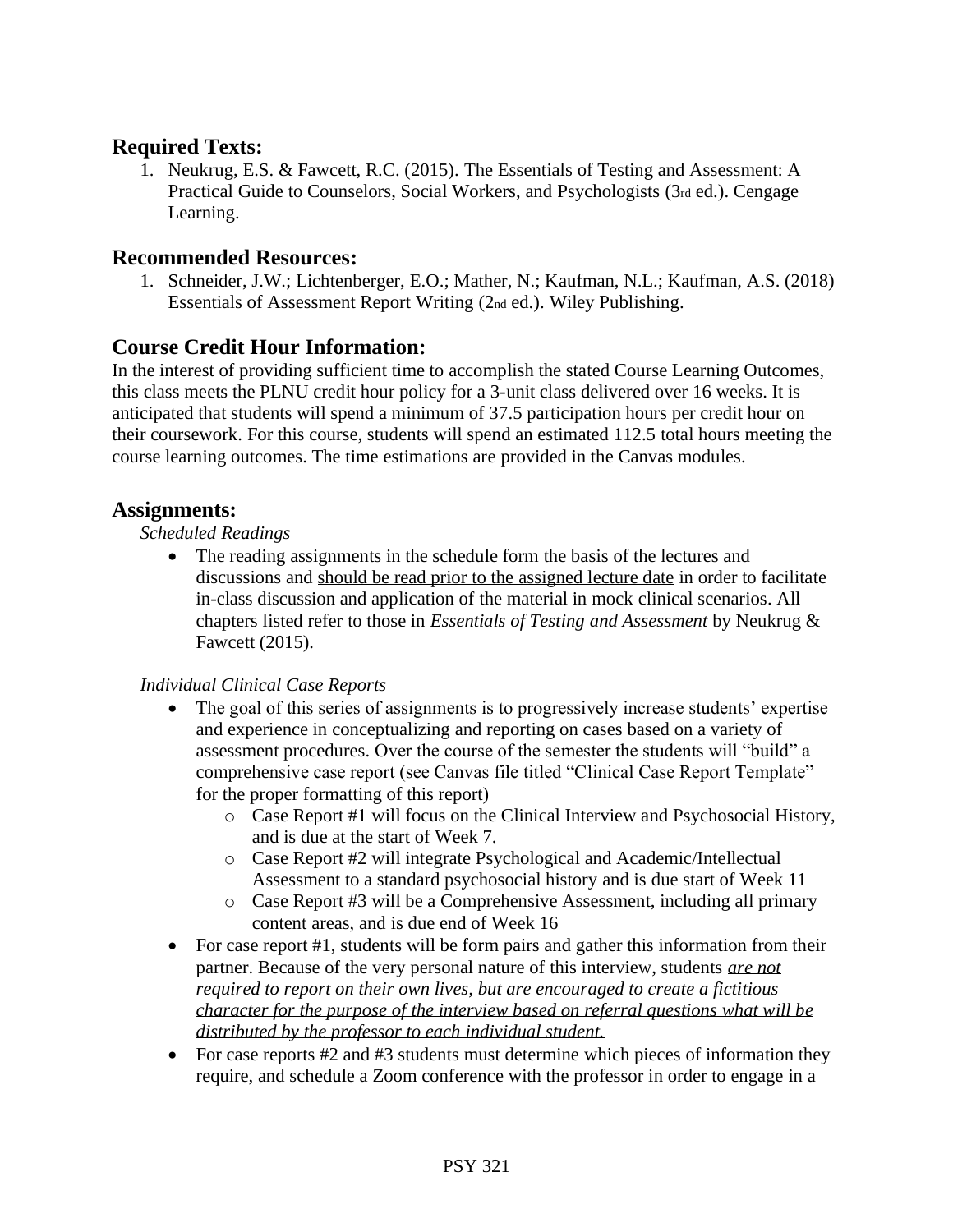## Required Texts:

1. Neukrug, E.S. & Fawcett, R.C. (2015). The Essentials of Testing and Assessment: A Practical Guide to Counselors, Social Workers, and Psychologists (3rd ed.). Cengage Learning.

## Recommended Resources:

1. Schneider, J.W.; Lichtenberger, E.O.; Mather, N.; Kaufman, N.L.; Kaufman, A.S. (2018) Essentials of Assessment Report Writing (2nd ed.). Wiley Publishing.

## Course Credit Hour Information:

In the interest of providing sufficient time to accomplish the stated Course Learning Outcomes, this class meets the PLNU credit hour policy for a 3-unit class delivered over 16 weeks. It is anticipated that students will spend a minimum of 37.5 participation hours per credit hour on their coursework. For this course, students will spend an estimated 112.5 total hours meeting the course learning outcomes. The time estimations are provided in the Canvas modules.

## Assignments:

*Scheduled Readings*

- The reading assignments in the schedule form the basis of the lectures and discussions and <u>should be read prior to the assigned lecture date</u> in order to facilitate in-class discussion and application of the material in mock clinical scenarios. All chapters listed refer to those in *Essentials of Testing and Assessment* by Neukrug & Fawcett (2015).

*Individual Clinical Case Reports*

- The goal of this series of assignments is to progressively increase students' expertise and experience in conceptualizing and reporting on cases based on a variety of assessment procedures. Over the course of the semester the students will "build" a comprehensive case report (see Canvas file titled "Clinical Case Report Template" for the proper formatting of this report)
  - Case Report #1 will focus on the Clinical Interview and Psychosocial History, and is due at the start of Week 7.
  - Case Report #2 will integrate Psychological and Academic/Intellectual Assessment to a standard psychosocial history and is due start of Week 11
  - Case Report #3 will be a Comprehensive Assessment, including all primary content areas, and is due end of Week 16
- For case report #1, students will be form pairs and gather this information from their partner. Because of the very personal nature of this interview, students <u>*are not required to report on their own lives, but are encouraged to create a fictitious character for the purpose of the interview based on referral questions what will be distributed by the professor to each individual student.*</u>
- For case reports #2 and #3 students must determine which pieces of information they require, and schedule a Zoom conference with the professor in order to engage in a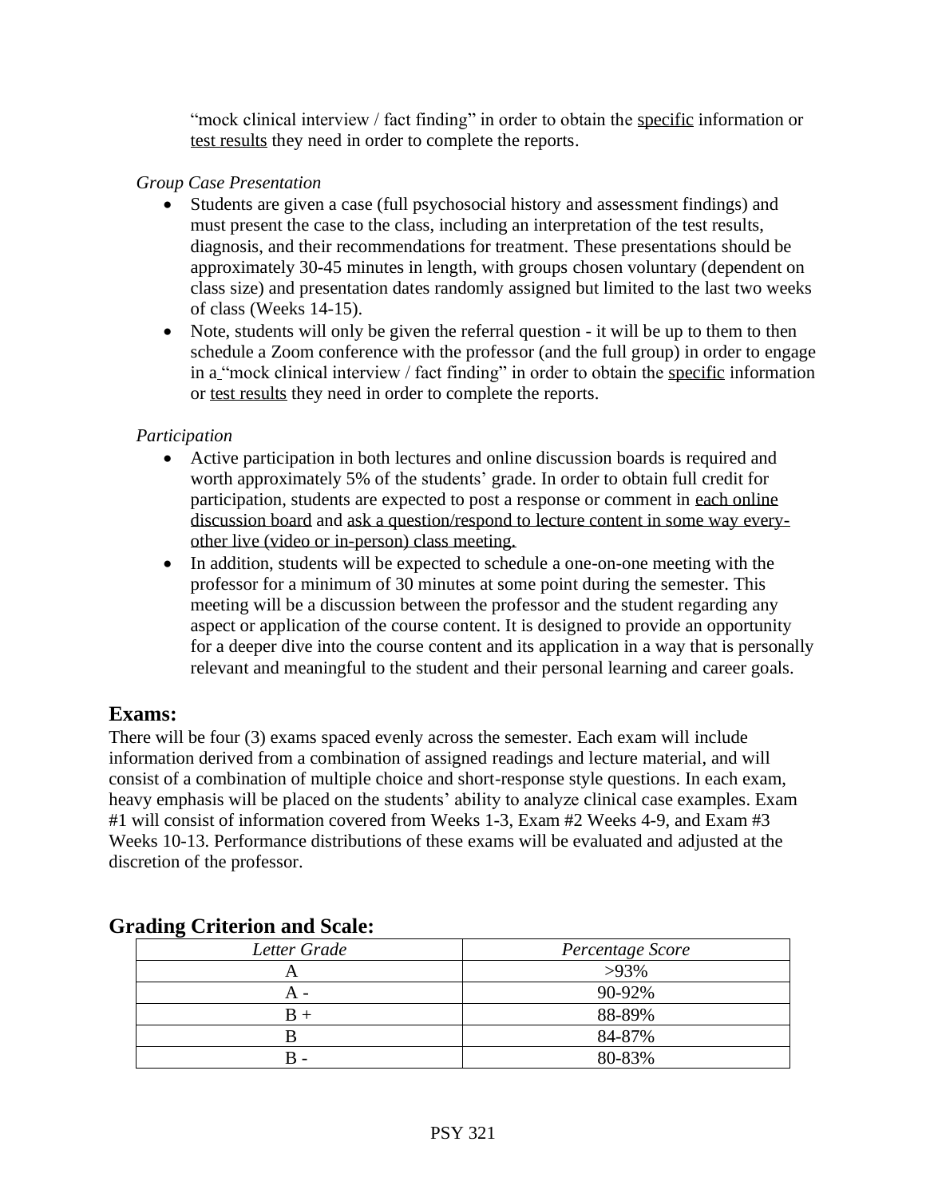"mock clinical interview / fact finding" in order to obtain the specific information or test results they need in order to complete the reports.

*Group Case Presentation*

- Students are given a case (full psychosocial history and assessment findings) and must present the case to the class, including an interpretation of the test results, diagnosis, and their recommendations for treatment. These presentations should be approximately 30-45 minutes in length, with groups chosen voluntary (dependent on class size) and presentation dates randomly assigned but limited to the last two weeks of class (Weeks 14-15).
- Note, students will only be given the referral question - it will be up to them to then schedule a Zoom conference with the professor (and the full group) in order to engage in a "mock clinical interview / fact finding" in order to obtain the specific information or test results they need in order to complete the reports.

*Participation*

- Active participation in both lectures and online discussion boards is required and worth approximately 5% of the students' grade. In order to obtain full credit for participation, students are expected to post a response or comment in each online discussion board and ask a question/respond to lecture content in some way every-other live (video or in-person) class meeting.
- In addition, students will be expected to schedule a one-on-one meeting with the professor for a minimum of 30 minutes at some point during the semester. This meeting will be a discussion between the professor and the student regarding any aspect or application of the course content. It is designed to provide an opportunity for a deeper dive into the course content and its application in a way that is personally relevant and meaningful to the student and their personal learning and career goals.

## Exams:

There will be four (3) exams spaced evenly across the semester. Each exam will include information derived from a combination of assigned readings and lecture material, and will consist of a combination of multiple choice and short-response style questions. In each exam, heavy emphasis will be placed on the students' ability to analyze clinical case examples. Exam #1 will consist of information covered from Weeks 1-3, Exam #2 Weeks 4-9, and Exam #3 Weeks 10-13. Performance distributions of these exams will be evaluated and adjusted at the discretion of the professor.

## Grading Criterion and Scale:

| *Letter Grade* | *Percentage Score* |
|---|---|
| A | >93% |
| A - | 90-92% |
| B + | 88-89% |
| B | 84-87% |
| B - | 80-83% |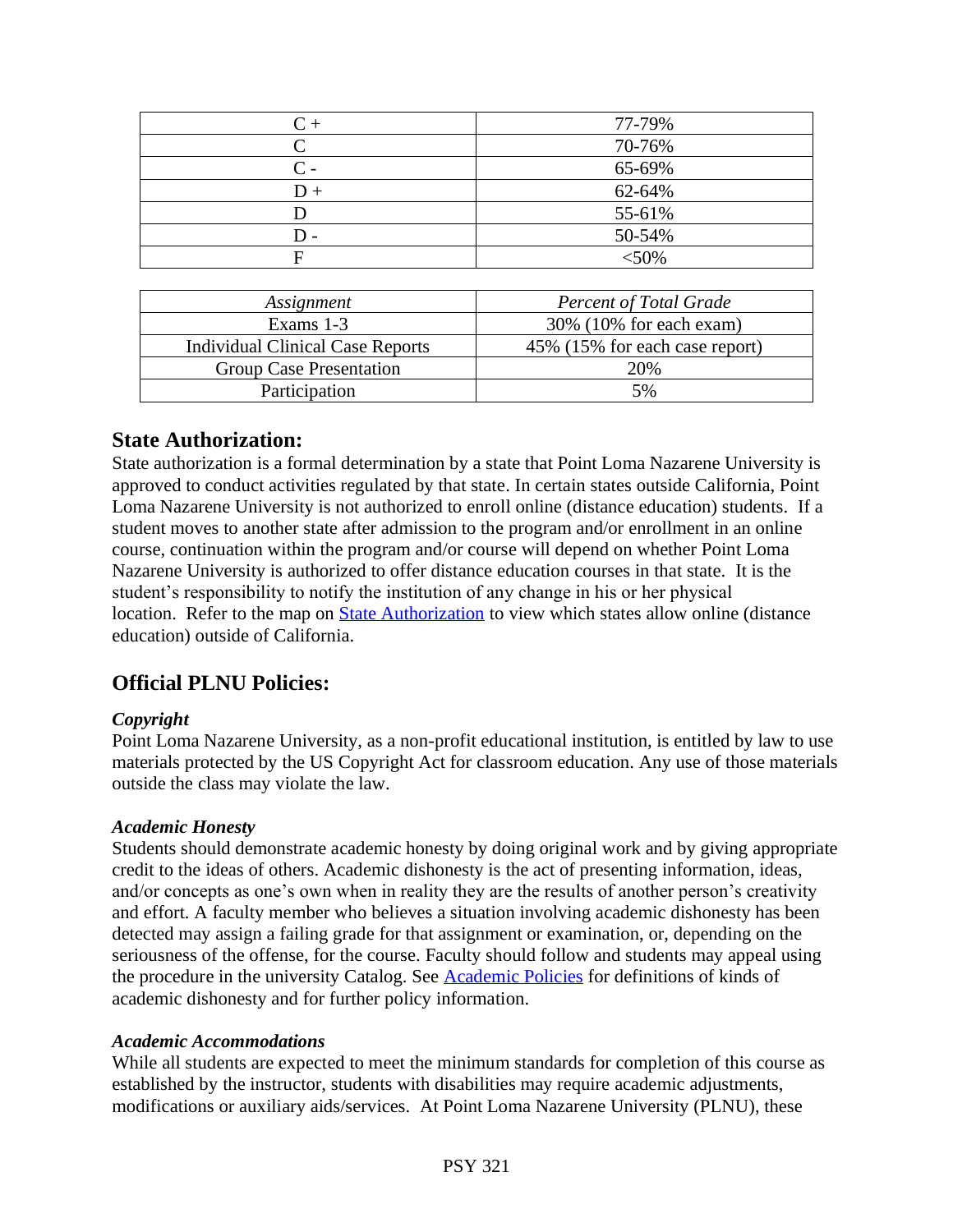| C + | 77-79% |
| --- | --- |
| C | 70-76% |
| C - | 65-69% |
| D + | 62-64% |
| D | 55-61% |
| D - | 50-54% |
| F | <50% |

| *Assignment* | *Percent of Total Grade* |
| --- | --- |
| Exams 1-3 | 30% (10% for each exam) |
| Individual Clinical Case Reports | 45% (15% for each case report) |
| Group Case Presentation | 20% |
| Participation | 5% |

## State Authorization:

State authorization is a formal determination by a state that Point Loma Nazarene University is approved to conduct activities regulated by that state. In certain states outside California, Point Loma Nazarene University is not authorized to enroll online (distance education) students. If a student moves to another state after admission to the program and/or enrollment in an online course, continuation within the program and/or course will depend on whether Point Loma Nazarene University is authorized to offer distance education courses in that state. It is the student's responsibility to notify the institution of any change in his or her physical location. Refer to the map on State Authorization to view which states allow online (distance education) outside of California.

## Official PLNU Policies:

***Copyright***

Point Loma Nazarene University, as a non-profit educational institution, is entitled by law to use materials protected by the US Copyright Act for classroom education. Any use of those materials outside the class may violate the law.

***Academic Honesty***

Students should demonstrate academic honesty by doing original work and by giving appropriate credit to the ideas of others. Academic dishonesty is the act of presenting information, ideas, and/or concepts as one's own when in reality they are the results of another person's creativity and effort. A faculty member who believes a situation involving academic dishonesty has been detected may assign a failing grade for that assignment or examination, or, depending on the seriousness of the offense, for the course. Faculty should follow and students may appeal using the procedure in the university Catalog. See Academic Policies for definitions of kinds of academic dishonesty and for further policy information.

***Academic Accommodations***

While all students are expected to meet the minimum standards for completion of this course as established by the instructor, students with disabilities may require academic adjustments, modifications or auxiliary aids/services. At Point Loma Nazarene University (PLNU), these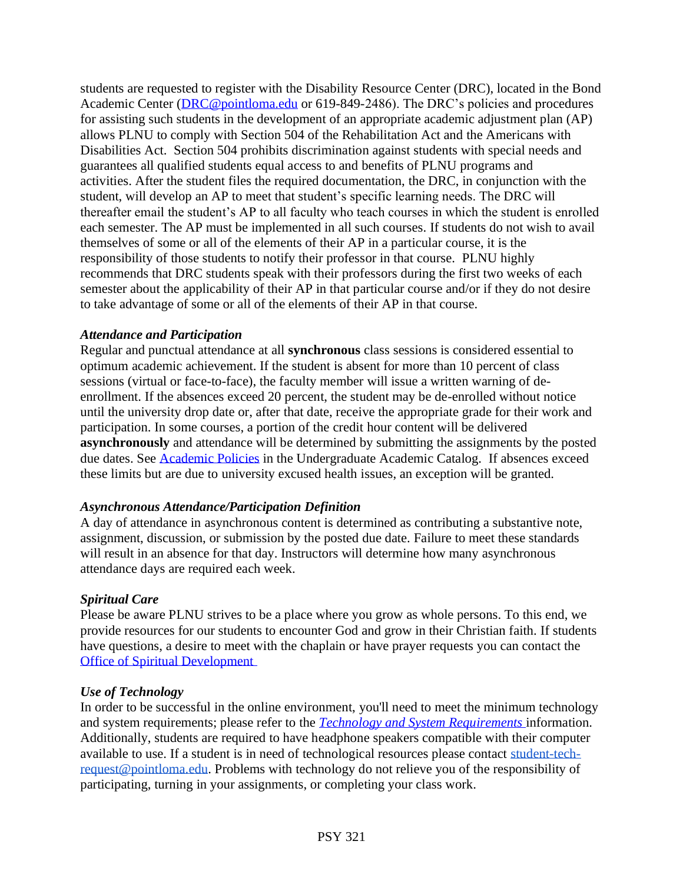students are requested to register with the Disability Resource Center (DRC), located in the Bond Academic Center ([DRC@pointloma.edu](mailto:DRC@pointloma.edu) or 619-849-2486). The DRC's policies and procedures for assisting such students in the development of an appropriate academic adjustment plan (AP) allows PLNU to comply with Section 504 of the Rehabilitation Act and the Americans with Disabilities Act. Section 504 prohibits discrimination against students with special needs and guarantees all qualified students equal access to and benefits of PLNU programs and activities. After the student files the required documentation, the DRC, in conjunction with the student, will develop an AP to meet that student's specific learning needs. The DRC will thereafter email the student's AP to all faculty who teach courses in which the student is enrolled each semester. The AP must be implemented in all such courses. If students do not wish to avail themselves of some or all of the elements of their AP in a particular course, it is the responsibility of those students to notify their professor in that course. PLNU highly recommends that DRC students speak with their professors during the first two weeks of each semester about the applicability of their AP in that particular course and/or if they do not desire to take advantage of some or all of the elements of their AP in that course.

***Attendance and Participation***

Regular and punctual attendance at all **synchronous** class sessions is considered essential to optimum academic achievement. If the student is absent for more than 10 percent of class sessions (virtual or face-to-face), the faculty member will issue a written warning of de-enrollment. If the absences exceed 20 percent, the student may be de-enrolled without notice until the university drop date or, after that date, receive the appropriate grade for their work and participation. In some courses, a portion of the credit hour content will be delivered **asynchronously** and attendance will be determined by submitting the assignments by the posted due dates. See Academic Policies in the Undergraduate Academic Catalog. If absences exceed these limits but are due to university excused health issues, an exception will be granted.

***Asynchronous Attendance/Participation Definition***

A day of attendance in asynchronous content is determined as contributing a substantive note, assignment, discussion, or submission by the posted due date. Failure to meet these standards will result in an absence for that day. Instructors will determine how many asynchronous attendance days are required each week.

***Spiritual Care***

Please be aware PLNU strives to be a place where you grow as whole persons. To this end, we provide resources for our students to encounter God and grow in their Christian faith. If students have questions, a desire to meet with the chaplain or have prayer requests you can contact the Office of Spiritual Development

***Use of Technology***

In order to be successful in the online environment, you'll need to meet the minimum technology and system requirements; please refer to the ***Technology and System Requirements*** information. Additionally, students are required to have headphone speakers compatible with their computer available to use. If a student is in need of technological resources please contact [student-tech-request@pointloma.edu](mailto:student-tech-request@pointloma.edu). Problems with technology do not relieve you of the responsibility of participating, turning in your assignments, or completing your class work.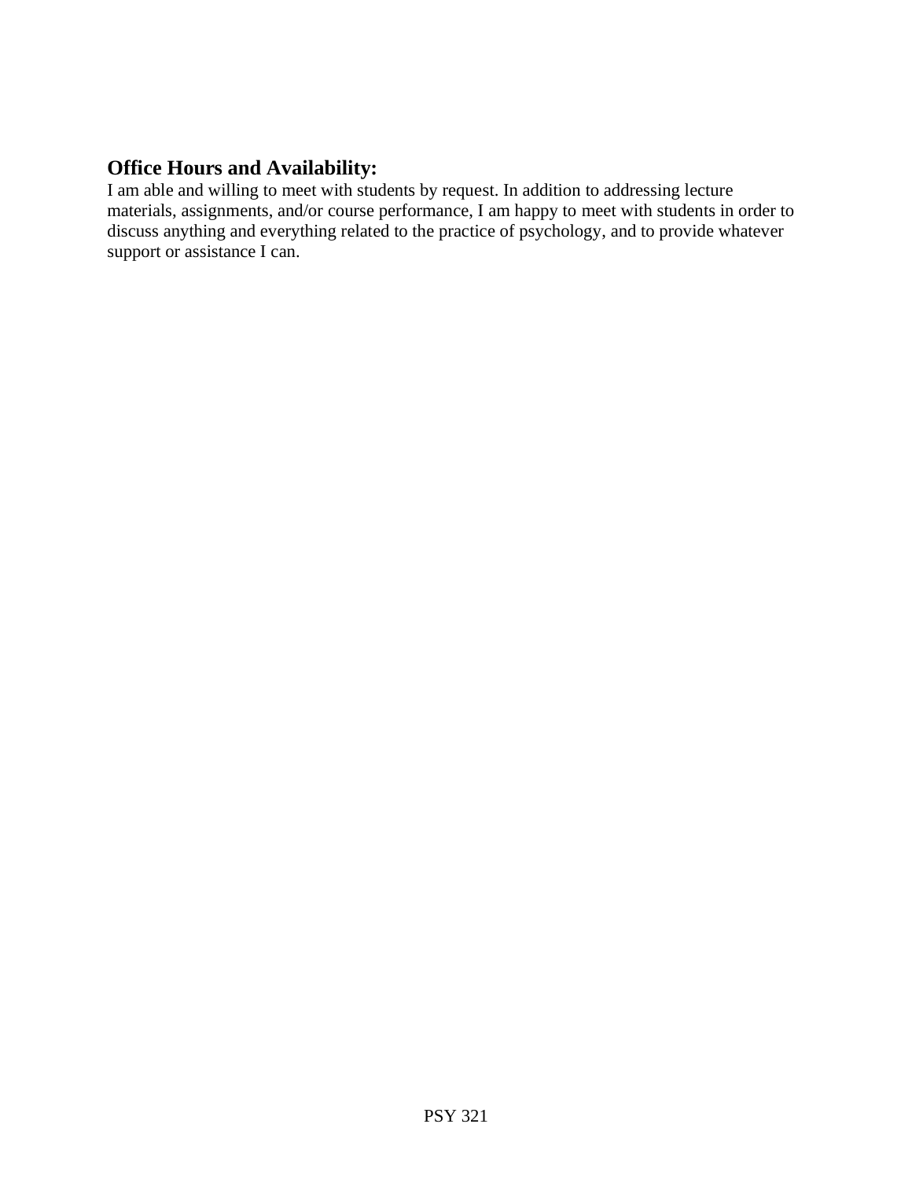## Office Hours and Availability:

I am able and willing to meet with students by request. In addition to addressing lecture materials, assignments, and/or course performance, I am happy to meet with students in order to discuss anything and everything related to the practice of psychology, and to provide whatever support or assistance I can.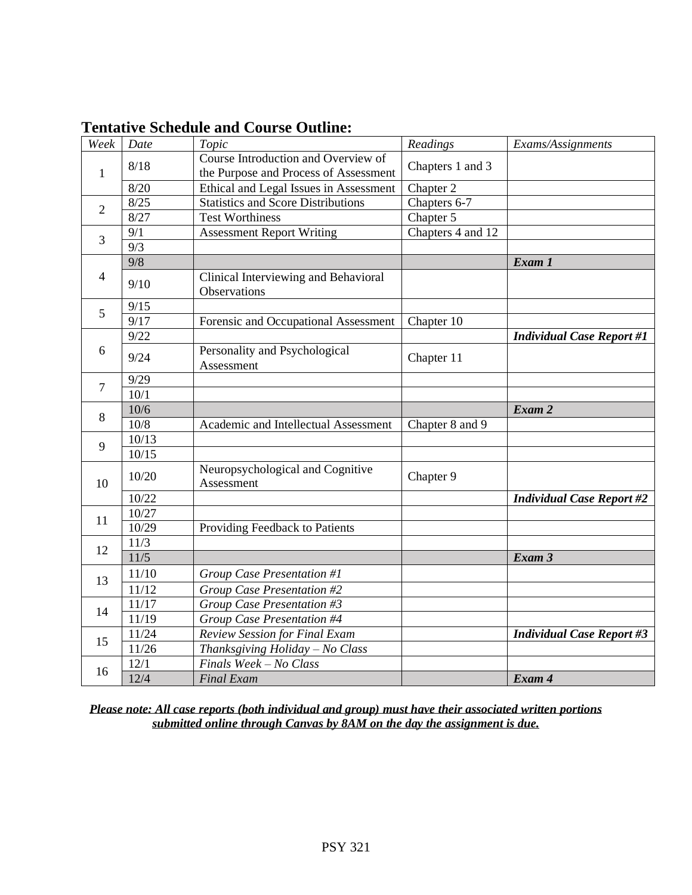## Tentative Schedule and Course Outline:

| *Week* | *Date* | *Topic* | *Readings* | *Exams/Assignments* |
|---|---|---|---|---|
| 1 | 8/18 | Course Introduction and Overview of the Purpose and Process of Assessment | Chapters 1 and 3 | |
| | 8/20 | Ethical and Legal Issues in Assessment | Chapter 2 | |
| 2 | 8/25 | Statistics and Score Distributions | Chapters 6-7 | |
| | 8/27 | Test Worthiness | Chapter 5 | |
| 3 | 9/1 | Assessment Report Writing | Chapters 4 and 12 | |
| | 9/3 | | | |
| 4 | 9/8 | | | ***Exam 1*** |
| | 9/10 | Clinical Interviewing and Behavioral Observations | | |
| 5 | 9/15 | | | |
| | 9/17 | Forensic and Occupational Assessment | Chapter 10 | |
| 6 | 9/22 | | | ***Individual Case Report #1*** |
| | 9/24 | Personality and Psychological Assessment | Chapter 11 | |
| 7 | 9/29 | | | |
| | 10/1 | | | |
| 8 | 10/6 | | | ***Exam 2*** |
| | 10/8 | Academic and Intellectual Assessment | Chapter 8 and 9 | |
| 9 | 10/13 | | | |
| | 10/15 | | | |
| 10 | 10/20 | Neuropsychological and Cognitive Assessment | Chapter 9 | |
| | 10/22 | | | ***Individual Case Report #2*** |
| 11 | 10/27 | | | |
| | 10/29 | Providing Feedback to Patients | | |
| 12 | 11/3 | | | |
| | 11/5 | | | ***Exam 3*** |
| 13 | 11/10 | *Group Case Presentation #1* | | |
| | 11/12 | *Group Case Presentation #2* | | |
| 14 | 11/17 | *Group Case Presentation #3* | | |
| | 11/19 | *Group Case Presentation #4* | | |
| 15 | 11/24 | *Review Session for Final Exam* | | ***Individual Case Report #3*** |
| | 11/26 | *Thanksgiving Holiday – No Class* | | |
| 16 | 12/1 | *Finals Week – No Class* | | |
| | 12/4 | *Final Exam* | | ***Exam 4*** |

***Please note: All case reports (both individual and group) must have their associated written portions submitted online through Canvas by 8AM on the day the assignment is due.***